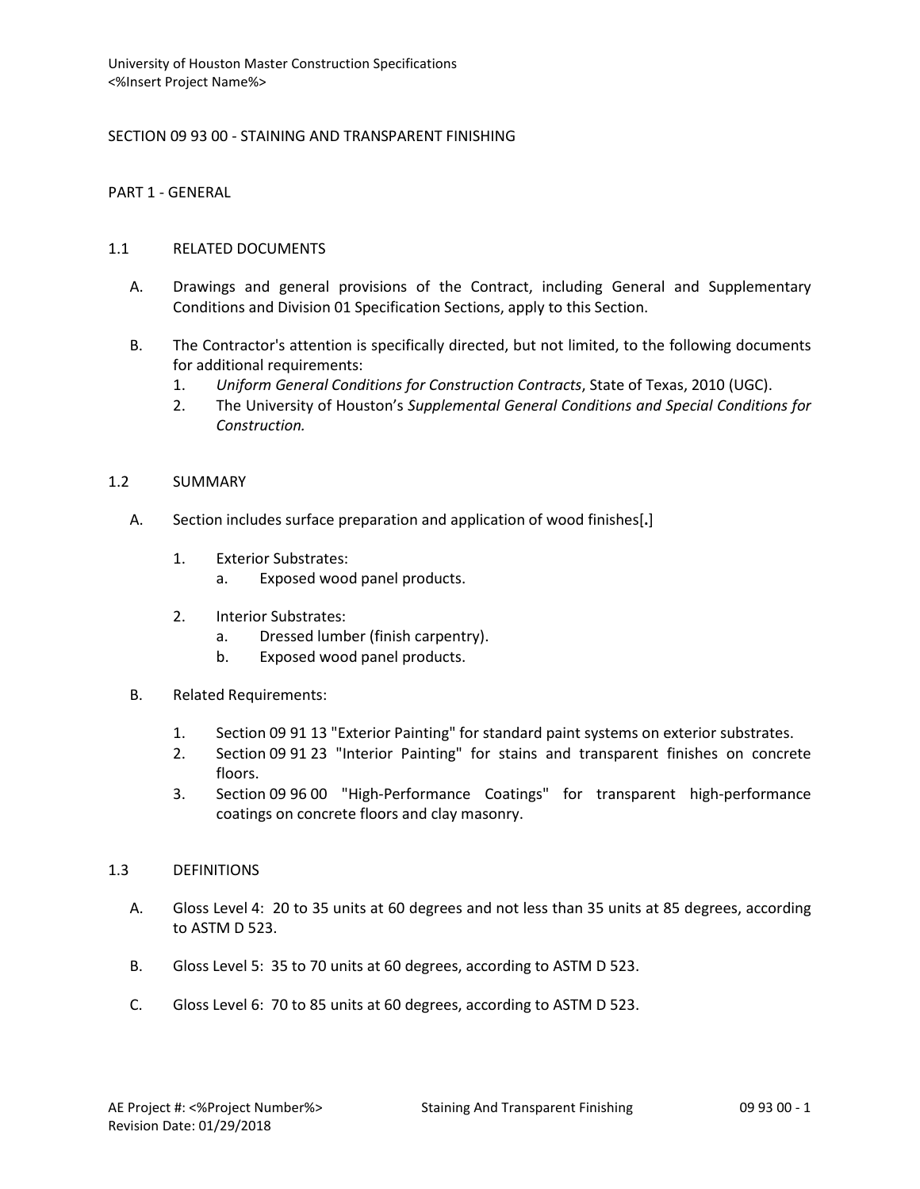# SECTION 09 93 00 - STAINING AND TRANSPARENT FINISHING

## PART 1 - GENERAL

### 1.1 RELATED DOCUMENTS

A. Drawings and general provisions of the Contract, including General and Supplementary Conditions and Division 01 Specification Sections, apply to this Section.

B. The Contractor's attention is specifically directed, but not limited, to the following documents for additional requirements:
   1. *Uniform General Conditions for Construction Contracts*, State of Texas, 2010 (UGC).
   2. The University of Houston's *Supplemental General Conditions and Special Conditions for Construction.*

### 1.2 SUMMARY

A. Section includes surface preparation and application of wood finishes[**.**]

   1. Exterior Substrates:
      a. Exposed wood panel products.

   2. Interior Substrates:
      a. Dressed lumber (finish carpentry).
      b. Exposed wood panel products.

B. Related Requirements:

   1. Section 09 91 13 "Exterior Painting" for standard paint systems on exterior substrates.
   2. Section 09 91 23 "Interior Painting" for stains and transparent finishes on concrete floors.
   3. Section 09 96 00 "High-Performance Coatings" for transparent high-performance coatings on concrete floors and clay masonry.

### 1.3 DEFINITIONS

A. Gloss Level 4: 20 to 35 units at 60 degrees and not less than 35 units at 85 degrees, according to ASTM D 523.

B. Gloss Level 5: 35 to 70 units at 60 degrees, according to ASTM D 523.

C. Gloss Level 6: 70 to 85 units at 60 degrees, according to ASTM D 523.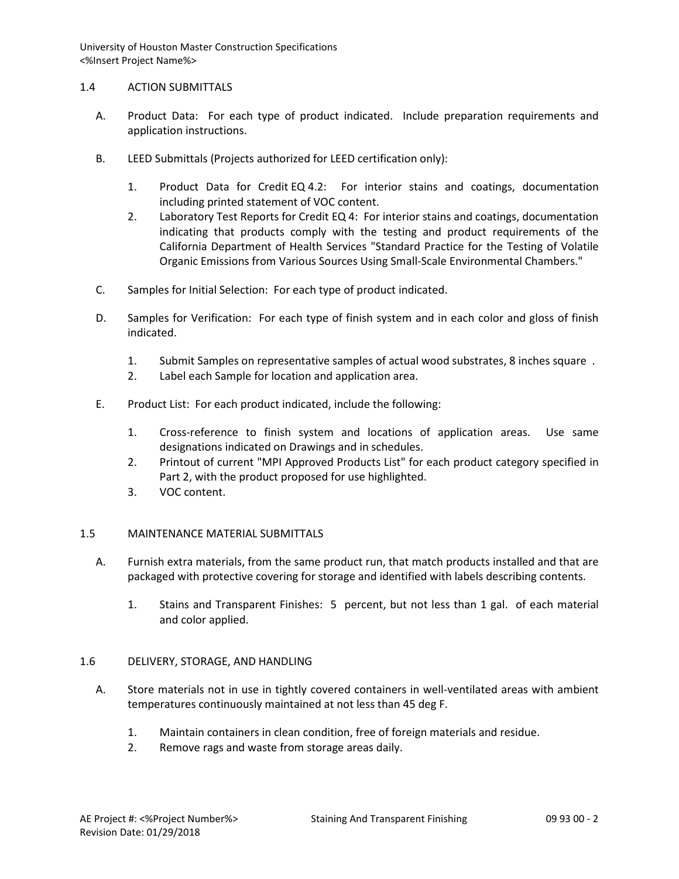## 1.4 ACTION SUBMITTALS

A. Product Data: For each type of product indicated. Include preparation requirements and application instructions.

B. LEED Submittals (Projects authorized for LEED certification only):

1. Product Data for Credit EQ 4.2: For interior stains and coatings, documentation including printed statement of VOC content.
2. Laboratory Test Reports for Credit EQ 4: For interior stains and coatings, documentation indicating that products comply with the testing and product requirements of the California Department of Health Services "Standard Practice for the Testing of Volatile Organic Emissions from Various Sources Using Small-Scale Environmental Chambers."

C. Samples for Initial Selection: For each type of product indicated.

D. Samples for Verification: For each type of finish system and in each color and gloss of finish indicated.

1. Submit Samples on representative samples of actual wood substrates, 8 inches square .
2. Label each Sample for location and application area.

E. Product List: For each product indicated, include the following:

1. Cross-reference to finish system and locations of application areas. Use same designations indicated on Drawings and in schedules.
2. Printout of current "MPI Approved Products List" for each product category specified in Part 2, with the product proposed for use highlighted.
3. VOC content.

## 1.5 MAINTENANCE MATERIAL SUBMITTALS

A. Furnish extra materials, from the same product run, that match products installed and that are packaged with protective covering for storage and identified with labels describing contents.

1. Stains and Transparent Finishes: 5 percent, but not less than 1 gal. of each material and color applied.

## 1.6 DELIVERY, STORAGE, AND HANDLING

A. Store materials not in use in tightly covered containers in well-ventilated areas with ambient temperatures continuously maintained at not less than 45 deg F.

1. Maintain containers in clean condition, free of foreign materials and residue.
2. Remove rags and waste from storage areas daily.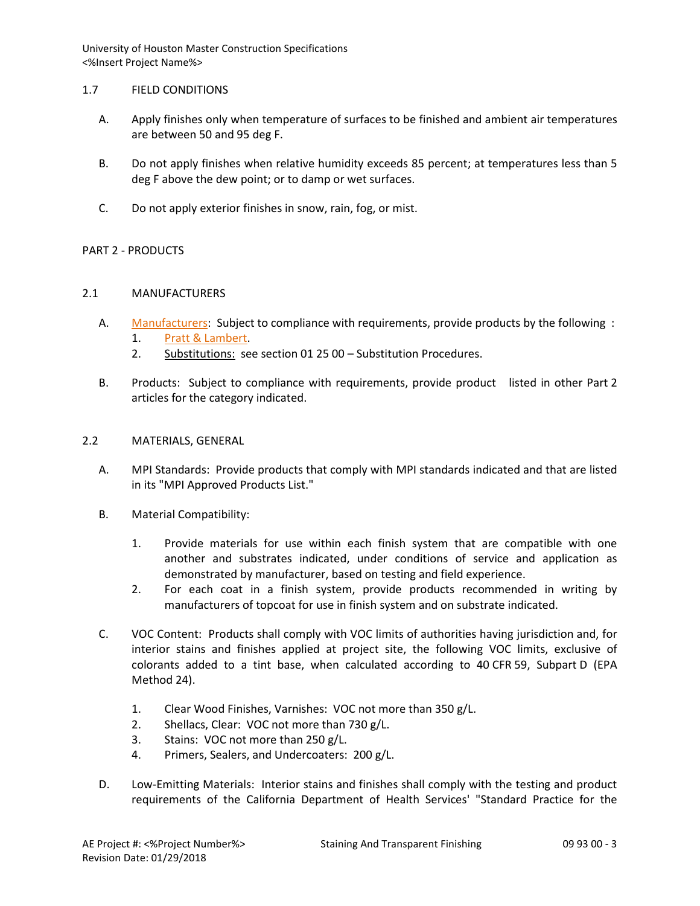## 1.7 FIELD CONDITIONS

A. Apply finishes only when temperature of surfaces to be finished and ambient air temperatures are between 50 and 95 deg F.

B. Do not apply finishes when relative humidity exceeds 85 percent; at temperatures less than 5 deg F above the dew point; or to damp or wet surfaces.

C. Do not apply exterior finishes in snow, rain, fog, or mist.

# PART 2 - PRODUCTS

## 2.1 MANUFACTURERS

A. Manufacturers: Subject to compliance with requirements, provide products by the following :
   1. Pratt & Lambert.
   2. Substitutions: see section 01 25 00 – Substitution Procedures.

B. Products: Subject to compliance with requirements, provide product listed in other Part 2 articles for the category indicated.

## 2.2 MATERIALS, GENERAL

A. MPI Standards: Provide products that comply with MPI standards indicated and that are listed in its "MPI Approved Products List."

B. Material Compatibility:

   1. Provide materials for use within each finish system that are compatible with one another and substrates indicated, under conditions of service and application as demonstrated by manufacturer, based on testing and field experience.
   2. For each coat in a finish system, provide products recommended in writing by manufacturers of topcoat for use in finish system and on substrate indicated.

C. VOC Content: Products shall comply with VOC limits of authorities having jurisdiction and, for interior stains and finishes applied at project site, the following VOC limits, exclusive of colorants added to a tint base, when calculated according to 40 CFR 59, Subpart D (EPA Method 24).

   1. Clear Wood Finishes, Varnishes: VOC not more than 350 g/L.
   2. Shellacs, Clear: VOC not more than 730 g/L.
   3. Stains: VOC not more than 250 g/L.
   4. Primers, Sealers, and Undercoaters: 200 g/L.

D. Low-Emitting Materials: Interior stains and finishes shall comply with the testing and product requirements of the California Department of Health Services' "Standard Practice for the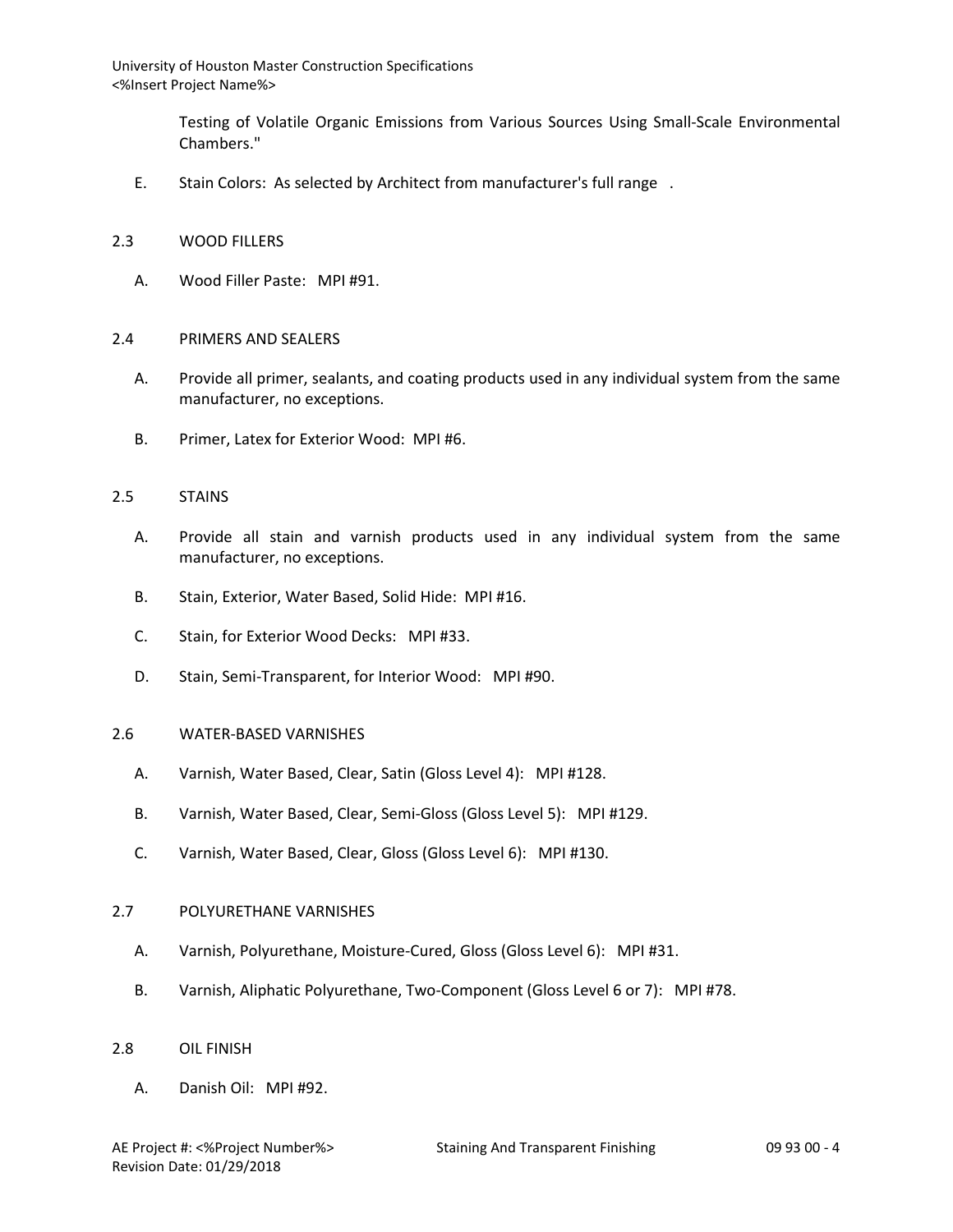Testing of Volatile Organic Emissions from Various Sources Using Small-Scale Environmental Chambers."

E. Stain Colors: As selected by Architect from manufacturer's full range .

## 2.3 WOOD FILLERS

A. Wood Filler Paste: MPI #91.

## 2.4 PRIMERS AND SEALERS

A. Provide all primer, sealants, and coating products used in any individual system from the same manufacturer, no exceptions.

B. Primer, Latex for Exterior Wood: MPI #6.

## 2.5 STAINS

A. Provide all stain and varnish products used in any individual system from the same manufacturer, no exceptions.

B. Stain, Exterior, Water Based, Solid Hide: MPI #16.

C. Stain, for Exterior Wood Decks: MPI #33.

D. Stain, Semi-Transparent, for Interior Wood: MPI #90.

## 2.6 WATER-BASED VARNISHES

A. Varnish, Water Based, Clear, Satin (Gloss Level 4): MPI #128.

B. Varnish, Water Based, Clear, Semi-Gloss (Gloss Level 5): MPI #129.

C. Varnish, Water Based, Clear, Gloss (Gloss Level 6): MPI #130.

## 2.7 POLYURETHANE VARNISHES

A. Varnish, Polyurethane, Moisture-Cured, Gloss (Gloss Level 6): MPI #31.

B. Varnish, Aliphatic Polyurethane, Two-Component (Gloss Level 6 or 7): MPI #78.

## 2.8 OIL FINISH

A. Danish Oil: MPI #92.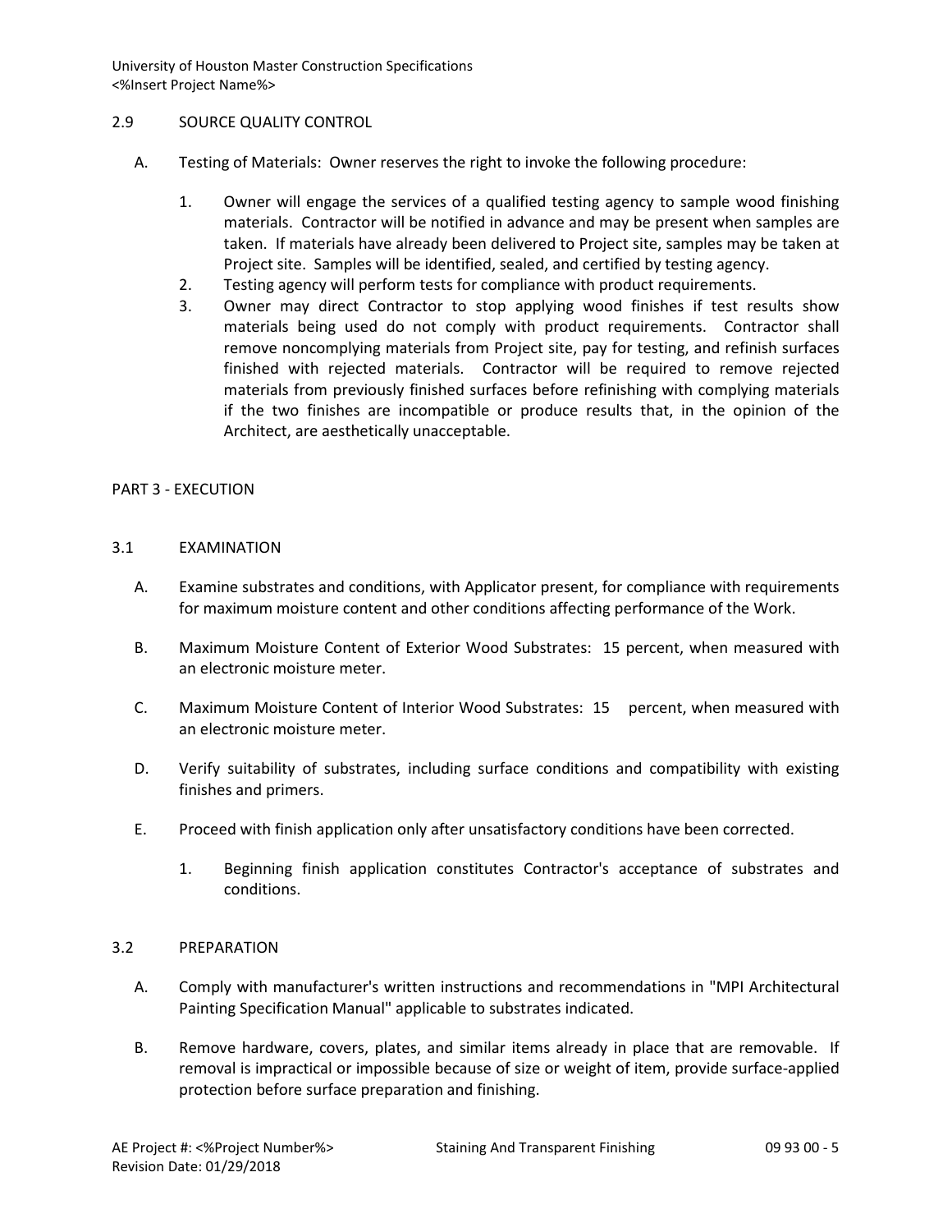## 2.9 SOURCE QUALITY CONTROL

A. Testing of Materials: Owner reserves the right to invoke the following procedure:

1. Owner will engage the services of a qualified testing agency to sample wood finishing materials. Contractor will be notified in advance and may be present when samples are taken. If materials have already been delivered to Project site, samples may be taken at Project site. Samples will be identified, sealed, and certified by testing agency.
2. Testing agency will perform tests for compliance with product requirements.
3. Owner may direct Contractor to stop applying wood finishes if test results show materials being used do not comply with product requirements. Contractor shall remove noncomplying materials from Project site, pay for testing, and refinish surfaces finished with rejected materials. Contractor will be required to remove rejected materials from previously finished surfaces before refinishing with complying materials if the two finishes are incompatible or produce results that, in the opinion of the Architect, are aesthetically unacceptable.

# PART 3 - EXECUTION

## 3.1 EXAMINATION

A. Examine substrates and conditions, with Applicator present, for compliance with requirements for maximum moisture content and other conditions affecting performance of the Work.

B. Maximum Moisture Content of Exterior Wood Substrates: 15 percent, when measured with an electronic moisture meter.

C. Maximum Moisture Content of Interior Wood Substrates: 15 percent, when measured with an electronic moisture meter.

D. Verify suitability of substrates, including surface conditions and compatibility with existing finishes and primers.

E. Proceed with finish application only after unsatisfactory conditions have been corrected.

1. Beginning finish application constitutes Contractor's acceptance of substrates and conditions.

## 3.2 PREPARATION

A. Comply with manufacturer's written instructions and recommendations in "MPI Architectural Painting Specification Manual" applicable to substrates indicated.

B. Remove hardware, covers, plates, and similar items already in place that are removable. If removal is impractical or impossible because of size or weight of item, provide surface-applied protection before surface preparation and finishing.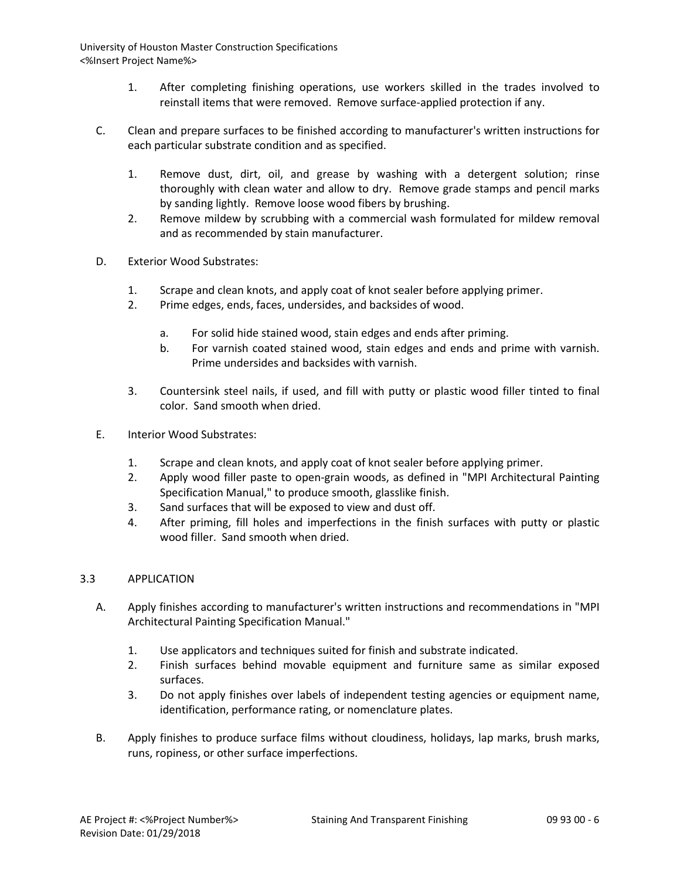1. After completing finishing operations, use workers skilled in the trades involved to reinstall items that were removed. Remove surface-applied protection if any.

C. Clean and prepare surfaces to be finished according to manufacturer's written instructions for each particular substrate condition and as specified.

1. Remove dust, dirt, oil, and grease by washing with a detergent solution; rinse thoroughly with clean water and allow to dry. Remove grade stamps and pencil marks by sanding lightly. Remove loose wood fibers by brushing.
2. Remove mildew by scrubbing with a commercial wash formulated for mildew removal and as recommended by stain manufacturer.

D. Exterior Wood Substrates:

1. Scrape and clean knots, and apply coat of knot sealer before applying primer.
2. Prime edges, ends, faces, undersides, and backsides of wood.
    a. For solid hide stained wood, stain edges and ends after priming.
    b. For varnish coated stained wood, stain edges and ends and prime with varnish. Prime undersides and backsides with varnish.
3. Countersink steel nails, if used, and fill with putty or plastic wood filler tinted to final color. Sand smooth when dried.

E. Interior Wood Substrates:

1. Scrape and clean knots, and apply coat of knot sealer before applying primer.
2. Apply wood filler paste to open-grain woods, as defined in "MPI Architectural Painting Specification Manual," to produce smooth, glasslike finish.
3. Sand surfaces that will be exposed to view and dust off.
4. After priming, fill holes and imperfections in the finish surfaces with putty or plastic wood filler. Sand smooth when dried.

## 3.3 APPLICATION

A. Apply finishes according to manufacturer's written instructions and recommendations in "MPI Architectural Painting Specification Manual."

1. Use applicators and techniques suited for finish and substrate indicated.
2. Finish surfaces behind movable equipment and furniture same as similar exposed surfaces.
3. Do not apply finishes over labels of independent testing agencies or equipment name, identification, performance rating, or nomenclature plates.

B. Apply finishes to produce surface films without cloudiness, holidays, lap marks, brush marks, runs, ropiness, or other surface imperfections.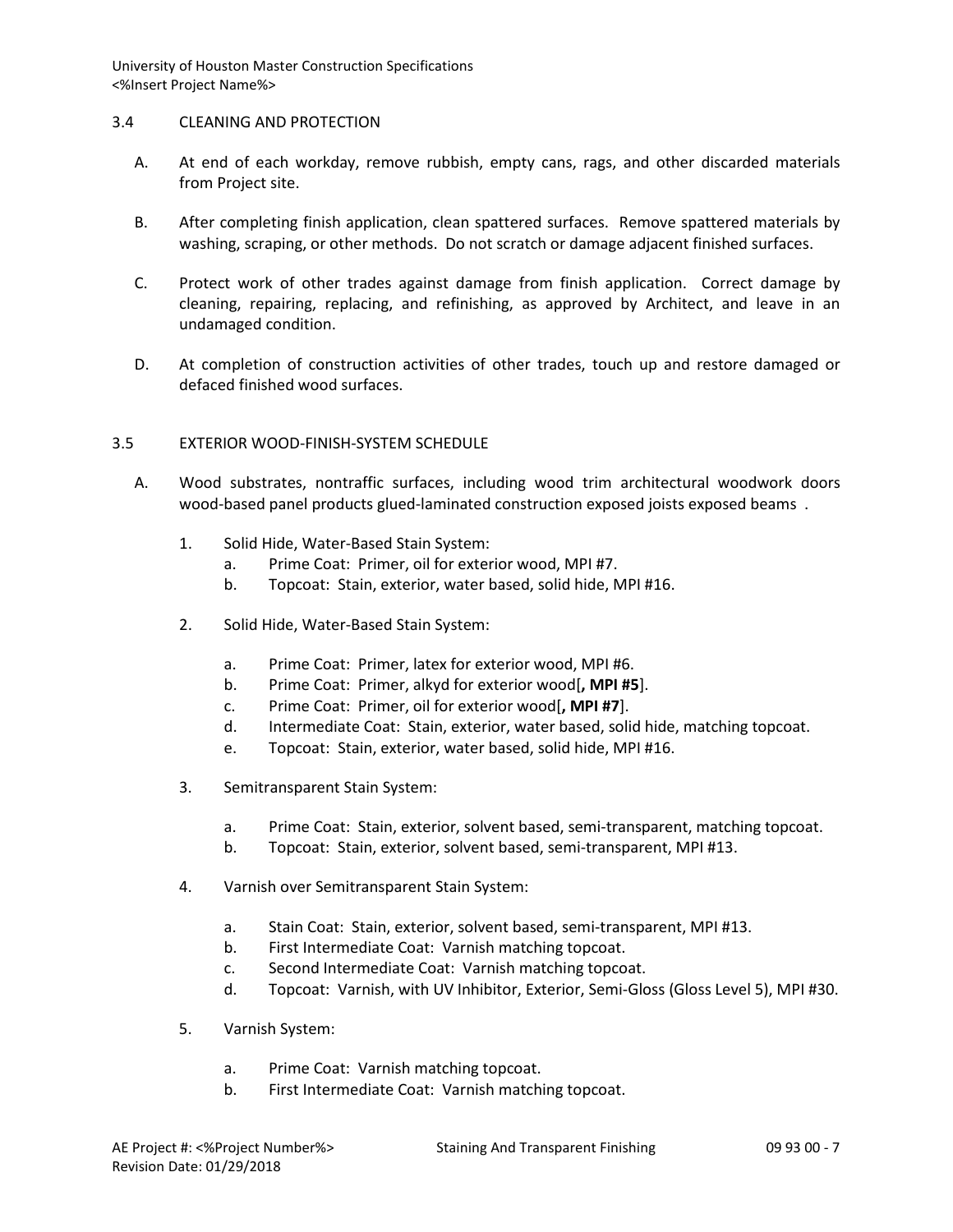## 3.4 CLEANING AND PROTECTION

A. At end of each workday, remove rubbish, empty cans, rags, and other discarded materials from Project site.

B. After completing finish application, clean spattered surfaces. Remove spattered materials by washing, scraping, or other methods. Do not scratch or damage adjacent finished surfaces.

C. Protect work of other trades against damage from finish application. Correct damage by cleaning, repairing, replacing, and refinishing, as approved by Architect, and leave in an undamaged condition.

D. At completion of construction activities of other trades, touch up and restore damaged or defaced finished wood surfaces.

## 3.5 EXTERIOR WOOD-FINISH-SYSTEM SCHEDULE

A. Wood substrates, nontraffic surfaces, including wood trim architectural woodwork doors wood-based panel products glued-laminated construction exposed joists exposed beams .

1. Solid Hide, Water-Based Stain System:
   a. Prime Coat: Primer, oil for exterior wood, MPI #7.
   b. Topcoat: Stain, exterior, water based, solid hide, MPI #16.

2. Solid Hide, Water-Based Stain System:
   a. Prime Coat: Primer, latex for exterior wood, MPI #6.
   b. Prime Coat: Primer, alkyd for exterior wood[**, MPI #5**].
   c. Prime Coat: Primer, oil for exterior wood[**, MPI #7**].
   d. Intermediate Coat: Stain, exterior, water based, solid hide, matching topcoat.
   e. Topcoat: Stain, exterior, water based, solid hide, MPI #16.

3. Semitransparent Stain System:
   a. Prime Coat: Stain, exterior, solvent based, semi-transparent, matching topcoat.
   b. Topcoat: Stain, exterior, solvent based, semi-transparent, MPI #13.

4. Varnish over Semitransparent Stain System:
   a. Stain Coat: Stain, exterior, solvent based, semi-transparent, MPI #13.
   b. First Intermediate Coat: Varnish matching topcoat.
   c. Second Intermediate Coat: Varnish matching topcoat.
   d. Topcoat: Varnish, with UV Inhibitor, Exterior, Semi-Gloss (Gloss Level 5), MPI #30.

5. Varnish System:
   a. Prime Coat: Varnish matching topcoat.
   b. First Intermediate Coat: Varnish matching topcoat.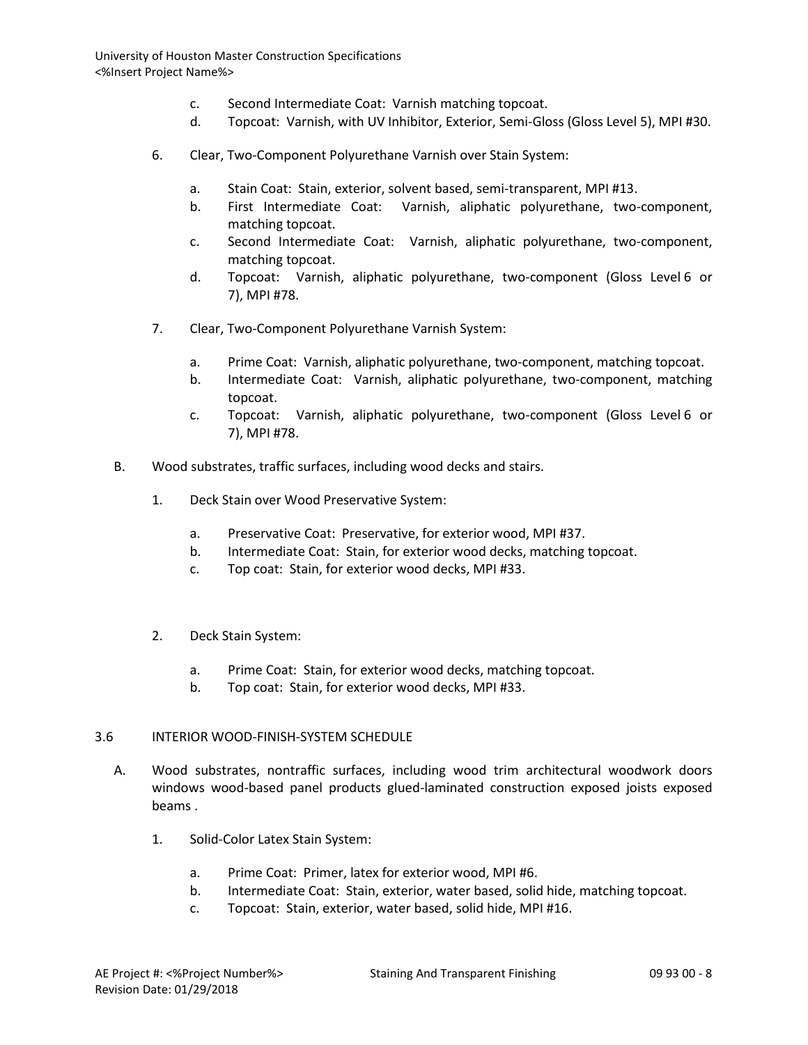c. Second Intermediate Coat: Varnish matching topcoat.
d. Topcoat: Varnish, with UV Inhibitor, Exterior, Semi-Gloss (Gloss Level 5), MPI #30.

6. Clear, Two-Component Polyurethane Varnish over Stain System:

   a. Stain Coat: Stain, exterior, solvent based, semi-transparent, MPI #13.
   b. First Intermediate Coat: Varnish, aliphatic polyurethane, two-component, matching topcoat.
   c. Second Intermediate Coat: Varnish, aliphatic polyurethane, two-component, matching topcoat.
   d. Topcoat: Varnish, aliphatic polyurethane, two-component (Gloss Level 6 or 7), MPI #78.

7. Clear, Two-Component Polyurethane Varnish System:

   a. Prime Coat: Varnish, aliphatic polyurethane, two-component, matching topcoat.
   b. Intermediate Coat: Varnish, aliphatic polyurethane, two-component, matching topcoat.
   c. Topcoat: Varnish, aliphatic polyurethane, two-component (Gloss Level 6 or 7), MPI #78.

B. Wood substrates, traffic surfaces, including wood decks and stairs.

1. Deck Stain over Wood Preservative System:

   a. Preservative Coat: Preservative, for exterior wood, MPI #37.
   b. Intermediate Coat: Stain, for exterior wood decks, matching topcoat.
   c. Top coat: Stain, for exterior wood decks, MPI #33.

2. Deck Stain System:

   a. Prime Coat: Stain, for exterior wood decks, matching topcoat.
   b. Top coat: Stain, for exterior wood decks, MPI #33.

## 3.6 INTERIOR WOOD-FINISH-SYSTEM SCHEDULE

A. Wood substrates, nontraffic surfaces, including wood trim architectural woodwork doors windows wood-based panel products glued-laminated construction exposed joists exposed beams .

1. Solid-Color Latex Stain System:

   a. Prime Coat: Primer, latex for exterior wood, MPI #6.
   b. Intermediate Coat: Stain, exterior, water based, solid hide, matching topcoat.
   c. Topcoat: Stain, exterior, water based, solid hide, MPI #16.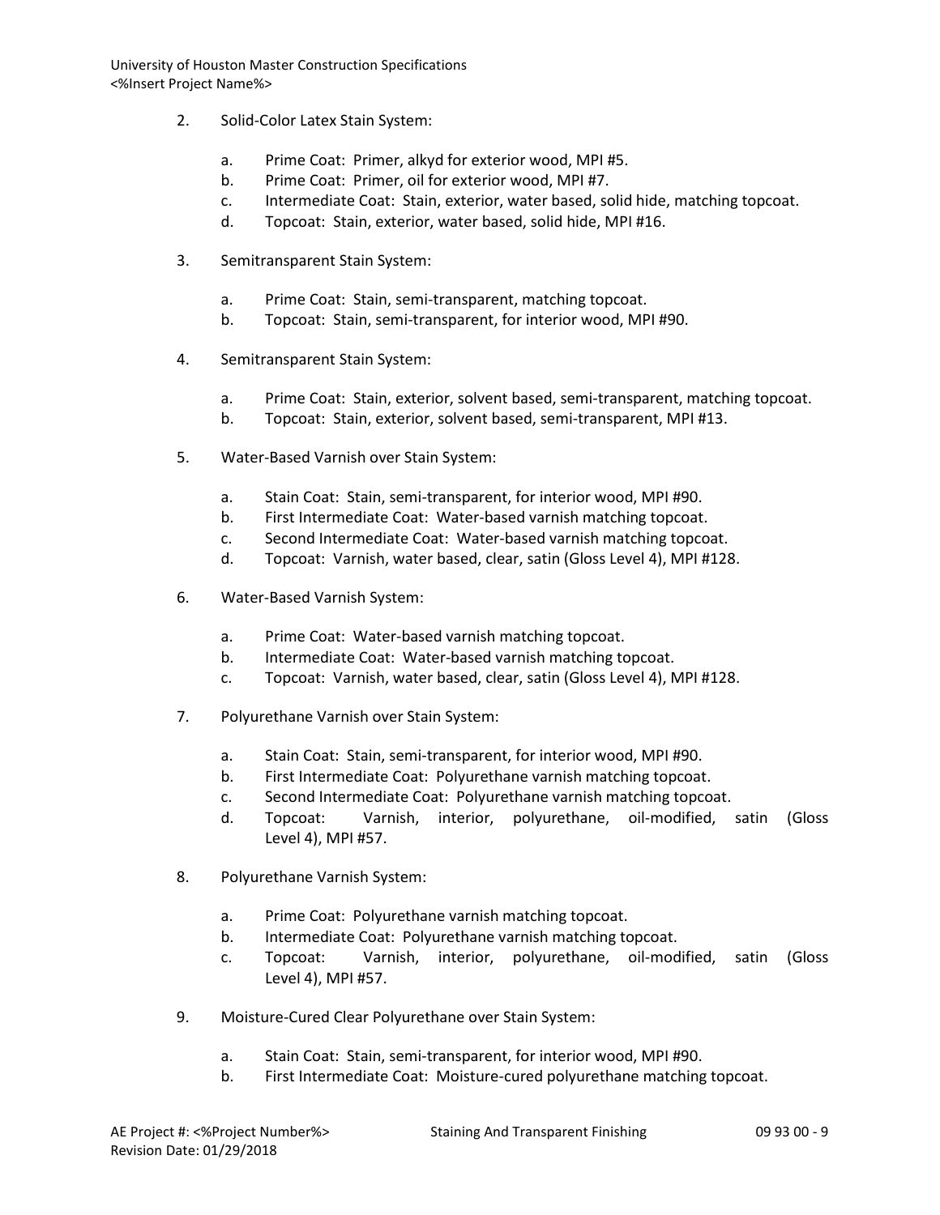2. Solid-Color Latex Stain System:

   a. Prime Coat: Primer, alkyd for exterior wood, MPI #5.
   b. Prime Coat: Primer, oil for exterior wood, MPI #7.
   c. Intermediate Coat: Stain, exterior, water based, solid hide, matching topcoat.
   d. Topcoat: Stain, exterior, water based, solid hide, MPI #16.

3. Semitransparent Stain System:

   a. Prime Coat: Stain, semi-transparent, matching topcoat.
   b. Topcoat: Stain, semi-transparent, for interior wood, MPI #90.

4. Semitransparent Stain System:

   a. Prime Coat: Stain, exterior, solvent based, semi-transparent, matching topcoat.
   b. Topcoat: Stain, exterior, solvent based, semi-transparent, MPI #13.

5. Water-Based Varnish over Stain System:

   a. Stain Coat: Stain, semi-transparent, for interior wood, MPI #90.
   b. First Intermediate Coat: Water-based varnish matching topcoat.
   c. Second Intermediate Coat: Water-based varnish matching topcoat.
   d. Topcoat: Varnish, water based, clear, satin (Gloss Level 4), MPI #128.

6. Water-Based Varnish System:

   a. Prime Coat: Water-based varnish matching topcoat.
   b. Intermediate Coat: Water-based varnish matching topcoat.
   c. Topcoat: Varnish, water based, clear, satin (Gloss Level 4), MPI #128.

7. Polyurethane Varnish over Stain System:

   a. Stain Coat: Stain, semi-transparent, for interior wood, MPI #90.
   b. First Intermediate Coat: Polyurethane varnish matching topcoat.
   c. Second Intermediate Coat: Polyurethane varnish matching topcoat.
   d. Topcoat: Varnish, interior, polyurethane, oil-modified, satin (Gloss Level 4), MPI #57.

8. Polyurethane Varnish System:

   a. Prime Coat: Polyurethane varnish matching topcoat.
   b. Intermediate Coat: Polyurethane varnish matching topcoat.
   c. Topcoat: Varnish, interior, polyurethane, oil-modified, satin (Gloss Level 4), MPI #57.

9. Moisture-Cured Clear Polyurethane over Stain System:

   a. Stain Coat: Stain, semi-transparent, for interior wood, MPI #90.
   b. First Intermediate Coat: Moisture-cured polyurethane matching topcoat.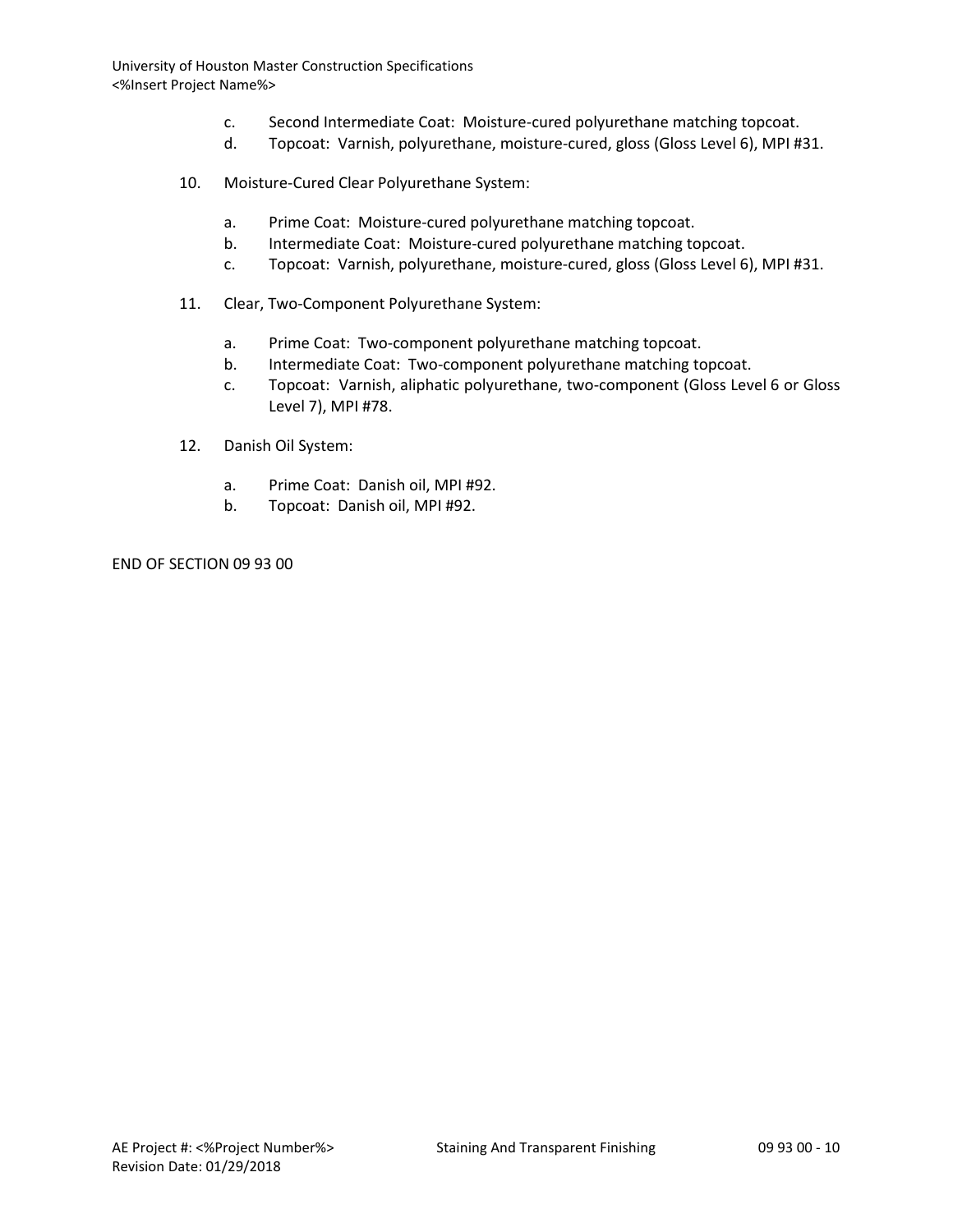c. Second Intermediate Coat: Moisture-cured polyurethane matching topcoat.
d. Topcoat: Varnish, polyurethane, moisture-cured, gloss (Gloss Level 6), MPI #31.

10. Moisture-Cured Clear Polyurethane System:

    a. Prime Coat: Moisture-cured polyurethane matching topcoat.
    b. Intermediate Coat: Moisture-cured polyurethane matching topcoat.
    c. Topcoat: Varnish, polyurethane, moisture-cured, gloss (Gloss Level 6), MPI #31.

11. Clear, Two-Component Polyurethane System:

    a. Prime Coat: Two-component polyurethane matching topcoat.
    b. Intermediate Coat: Two-component polyurethane matching topcoat.
    c. Topcoat: Varnish, aliphatic polyurethane, two-component (Gloss Level 6 or Gloss Level 7), MPI #78.

12. Danish Oil System:

    a. Prime Coat: Danish oil, MPI #92.
    b. Topcoat: Danish oil, MPI #92.

END OF SECTION 09 93 00